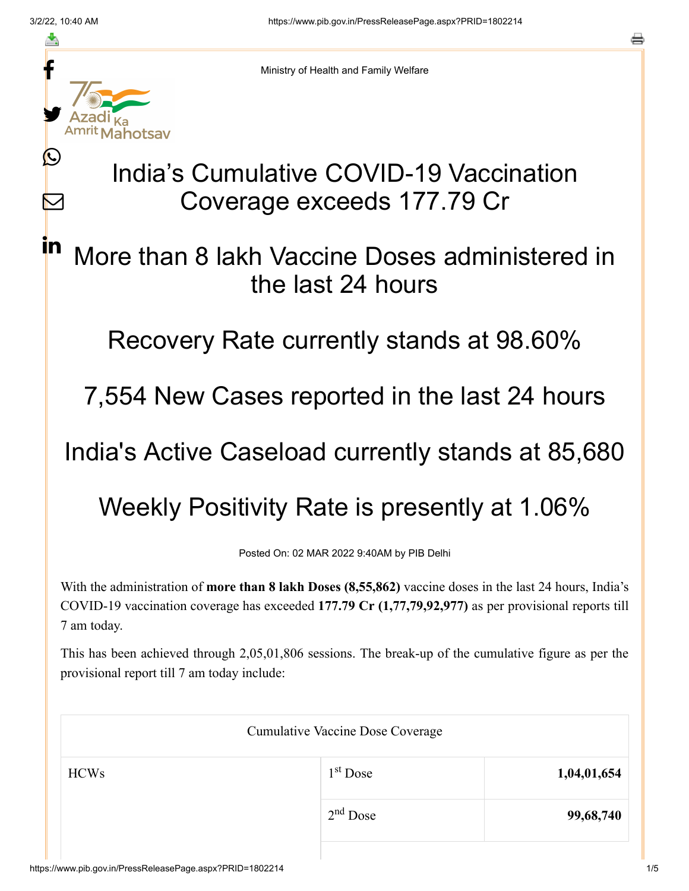Ministry of Health and Family Welfare

# India's Cumulative COVID-19 Vaccination Coverage exceeds 177.79 Cr

## More than 8 lakh Vaccine Doses administered in the last 24 hours

## Recovery Rate currently stands at 98.60%

## 7,554 New Cases reported in the last 24 hours

## India's Active Caseload currently stands at 85,680

## Weekly Positivity Rate is presently at 1.06%

Posted On: 02 MAR 2022 9:40AM by PIB Delhi

With the administration of **more than 8 lakh Doses (8,55,862)** vaccine doses in the last 24 hours, India's COVID-19 vaccination coverage has exceeded **177.79 Cr (1,77,79,92,977)** as per provisional reports till 7 am today.

This has been achieved through 2,05,01,806 sessions. The break-up of the cumulative figure as per the provisional report till 7 am today include:

| Cumulative Vaccine Dose Coverage | | |
|---|---|---|
| HCWs | 1st Dose | **1,04,01,654** |
| | 2nd Dose | **99,68,740** |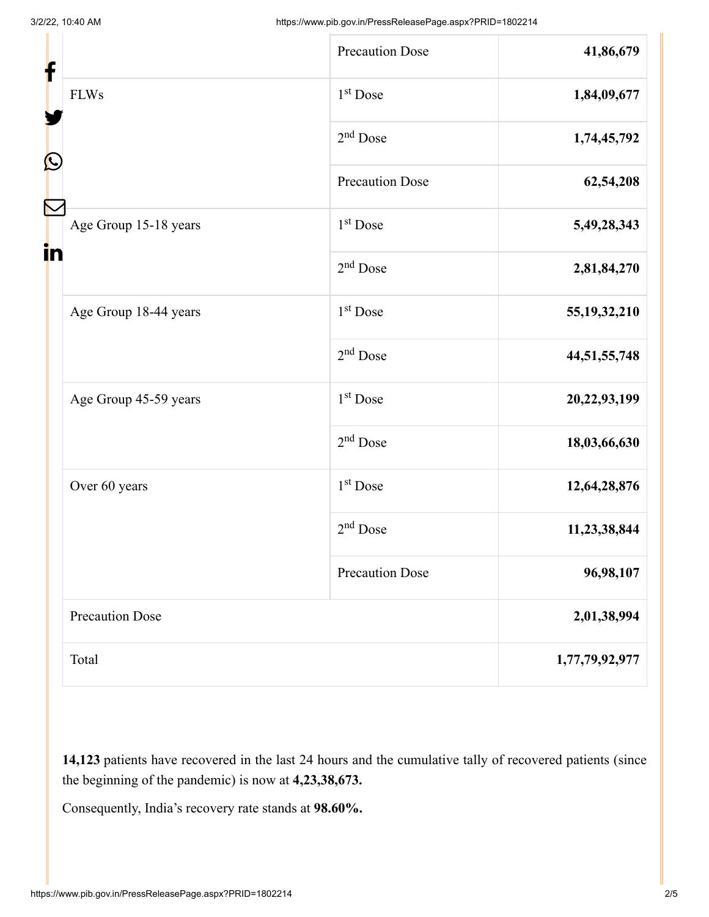| | | |
|---|---|---|
| | Precaution Dose | **41,86,679** |
| FLWs | 1st Dose | **1,84,09,677** |
| | 2nd Dose | **1,74,45,792** |
| | Precaution Dose | **62,54,208** |
| Age Group 15-18 years | 1st Dose | **5,49,28,343** |
| | 2nd Dose | **2,81,84,270** |
| Age Group 18-44 years | 1st Dose | **55,19,32,210** |
| | 2nd Dose | **44,51,55,748** |
| Age Group 45-59 years | 1st Dose | **20,22,93,199** |
| | 2nd Dose | **18,03,66,630** |
| Over 60 years | 1st Dose | **12,64,28,876** |
| | 2nd Dose | **11,23,38,844** |
| | Precaution Dose | **96,98,107** |
| Precaution Dose | | **2,01,38,994** |
| Total | | **1,77,79,92,977** |

**14,123** patients have recovered in the last 24 hours and the cumulative tally of recovered patients (since the beginning of the pandemic) is now at **4,23,38,673.**

Consequently, India's recovery rate stands at **98.60%.**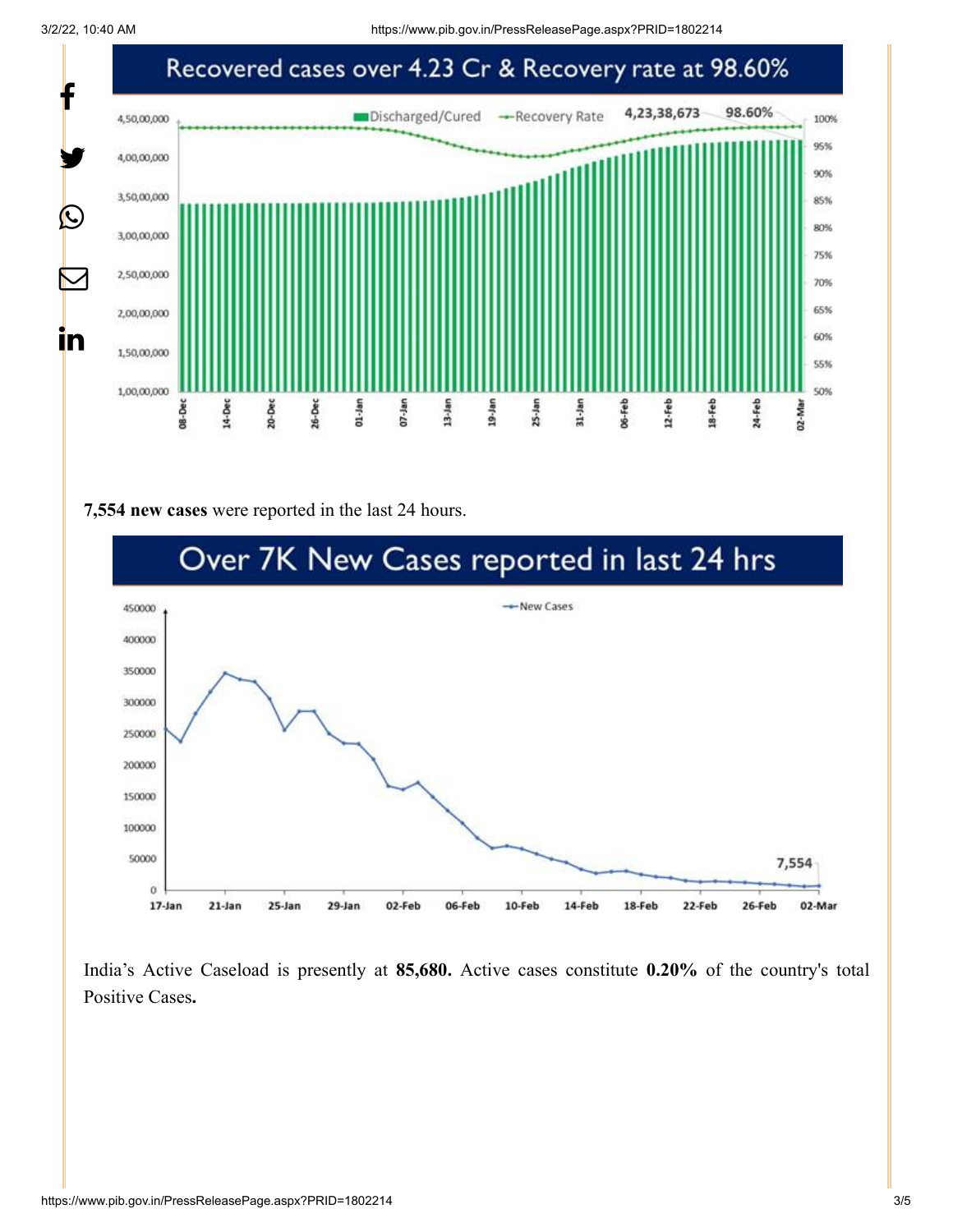## Recovered cases over 4.23 Cr & Recovery rate at 98.60%

**7,554 new cases** were reported in the last 24 hours.

## Over 7K New Cases reported in last 24 hrs

India's Active Caseload is presently at **85,680.** Active cases constitute **0.20%** of the country's total Positive Cases**.**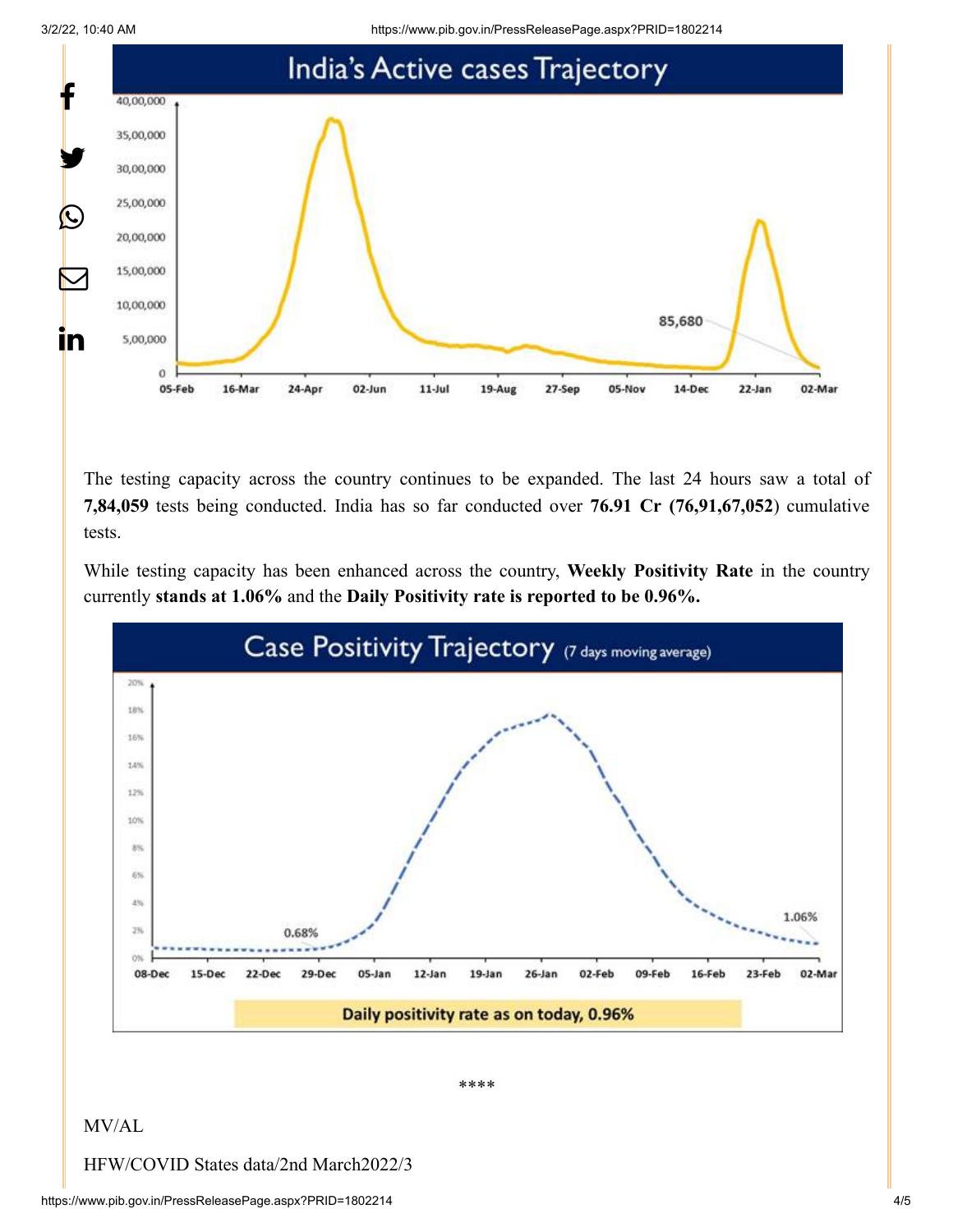The testing capacity across the country continues to be expanded. The last 24 hours saw a total of **7,84,059** tests being conducted. India has so far conducted over **76.91 Cr (76,91,67,052**) cumulative tests.

While testing capacity has been enhanced across the country, **Weekly Positivity Rate** in the country currently **stands at 1.06%** and the **Daily Positivity rate is reported to be 0.96%.**

****

MV/AL

HFW/COVID States data/2nd March2022/3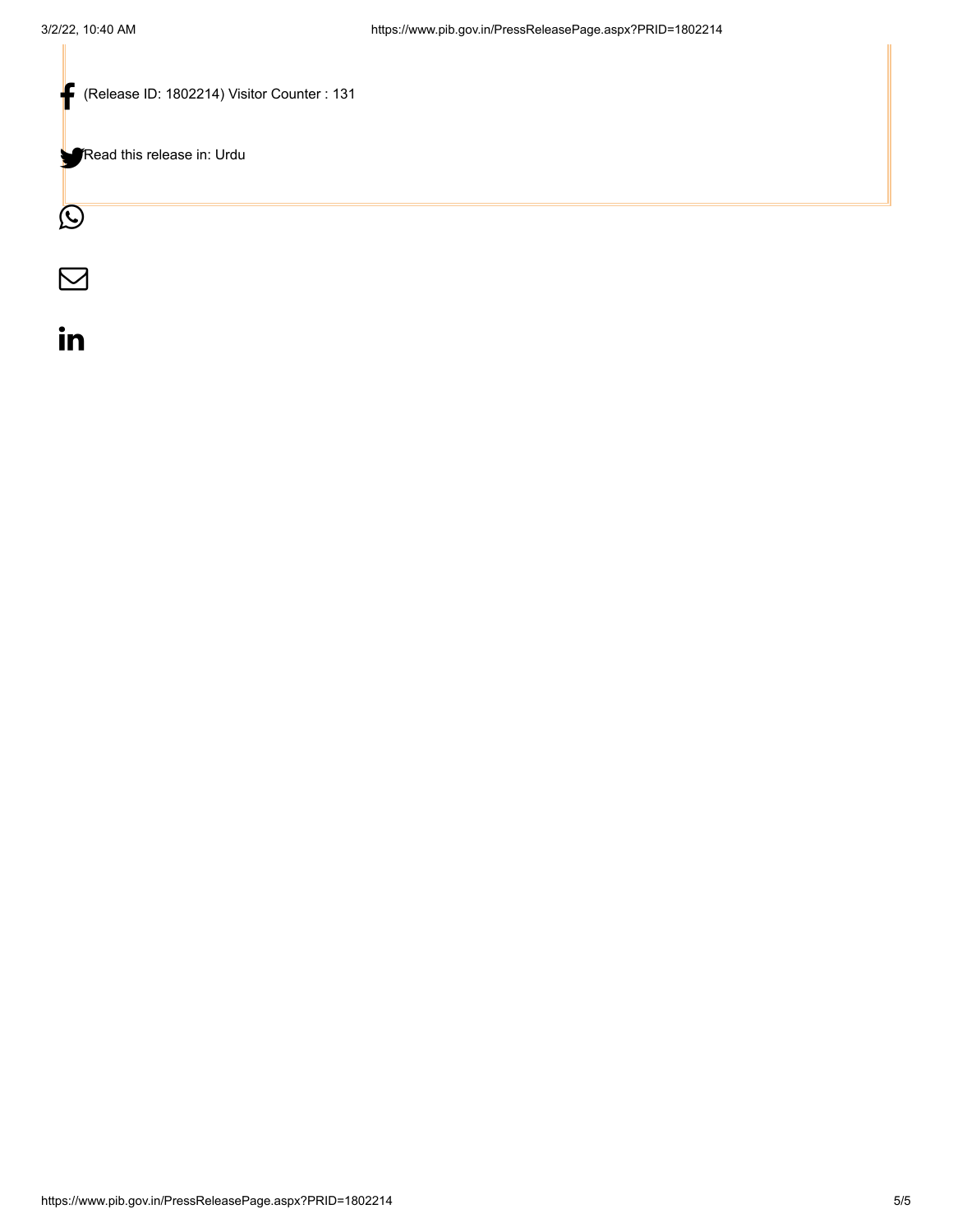(Release ID: 1802214) Visitor Counter : 131

Read this release in: Urdu